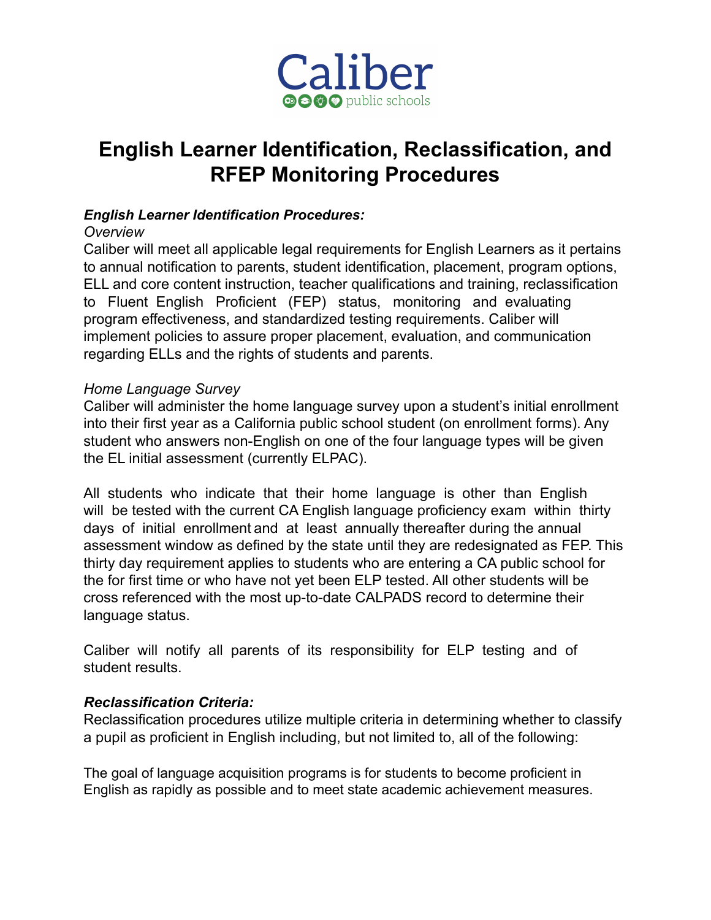Caliber
public schools

# English Learner Identification, Reclassification, and RFEP Monitoring Procedures

***English Learner Identification Procedures:***

*Overview*

Caliber will meet all applicable legal requirements for English Learners as it pertains to annual notification to parents, student identification, placement, program options, ELL and core content instruction, teacher qualifications and training, reclassification to Fluent English Proficient (FEP) status, monitoring and evaluating program effectiveness, and standardized testing requirements. Caliber will implement policies to assure proper placement, evaluation, and communication regarding ELLs and the rights of students and parents.

*Home Language Survey*

Caliber will administer the home language survey upon a student's initial enrollment into their first year as a California public school student (on enrollment forms). Any student who answers non-English on one of the four language types will be given the EL initial assessment (currently ELPAC).

All students who indicate that their home language is other than English will be tested with the current CA English language proficiency exam within thirty days of initial enrollment and at least annually thereafter during the annual assessment window as defined by the state until they are redesignated as FEP. This thirty day requirement applies to students who are entering a CA public school for the for first time or who have not yet been ELP tested. All other students will be cross referenced with the most up-to-date CALPADS record to determine their language status.

Caliber will notify all parents of its responsibility for ELP testing and of student results.

***Reclassification Criteria:***

Reclassification procedures utilize multiple criteria in determining whether to classify a pupil as proficient in English including, but not limited to, all of the following:

The goal of language acquisition programs is for students to become proficient in English as rapidly as possible and to meet state academic achievement measures.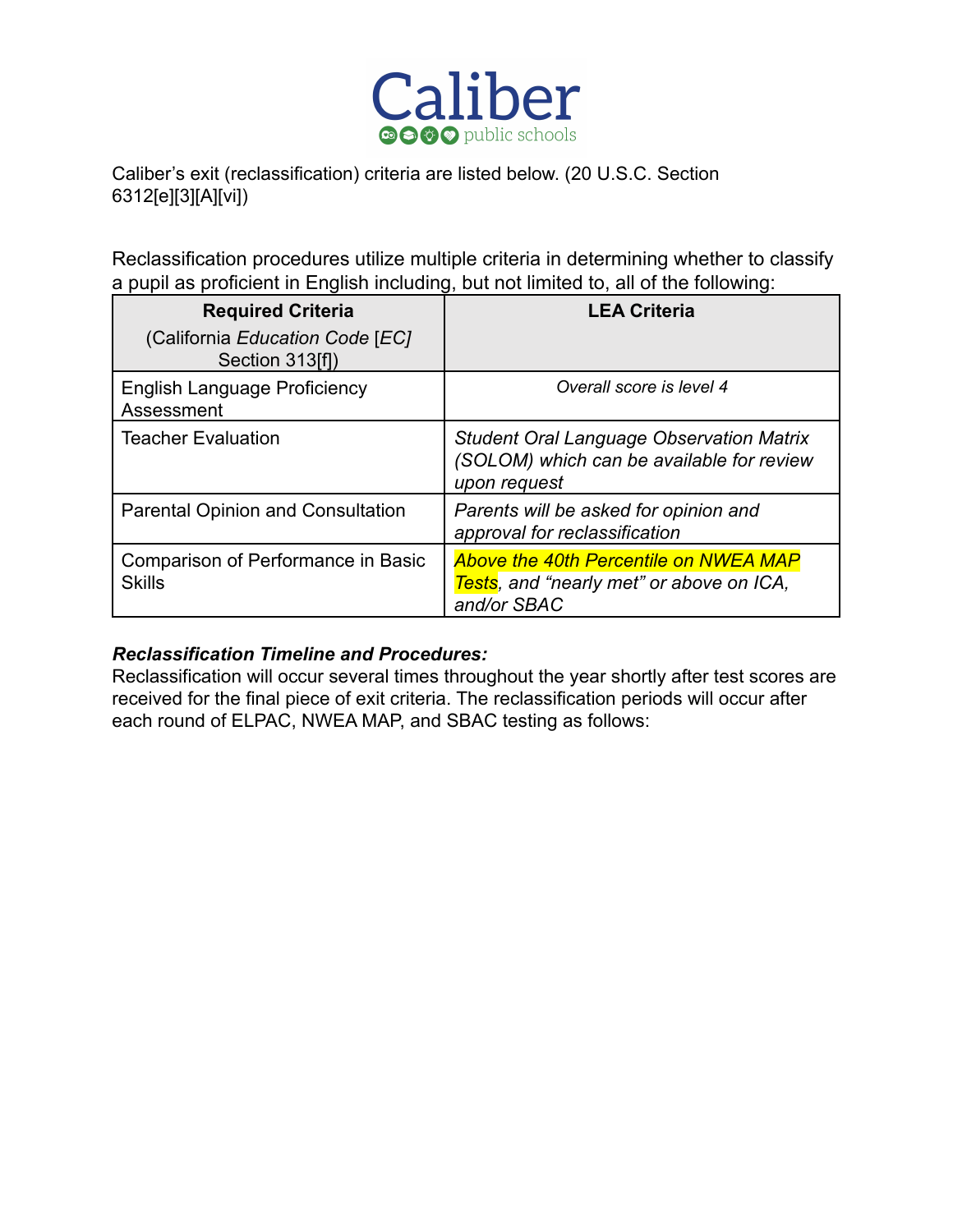Caliber's exit (reclassification) criteria are listed below. (20 U.S.C. Section 6312[e][3][A][vi])

Reclassification procedures utilize multiple criteria in determining whether to classify a pupil as proficient in English including, but not limited to, all of the following:

| **Required Criteria** (California *Education Code* [*EC*] Section 313[f]) | **LEA Criteria** |
|---|---|
| English Language Proficiency Assessment | *Overall score is level 4* |
| Teacher Evaluation | *Student Oral Language Observation Matrix (SOLOM) which can be available for review upon request* |
| Parental Opinion and Consultation | *Parents will be asked for opinion and approval for reclassification* |
| Comparison of Performance in Basic Skills | *Above the 40th Percentile on NWEA MAP Tests, and "nearly met" or above on ICA, and/or SBAC* |

***Reclassification Timeline and Procedures:***

Reclassification will occur several times throughout the year shortly after test scores are received for the final piece of exit criteria. The reclassification periods will occur after each round of ELPAC, NWEA MAP, and SBAC testing as follows: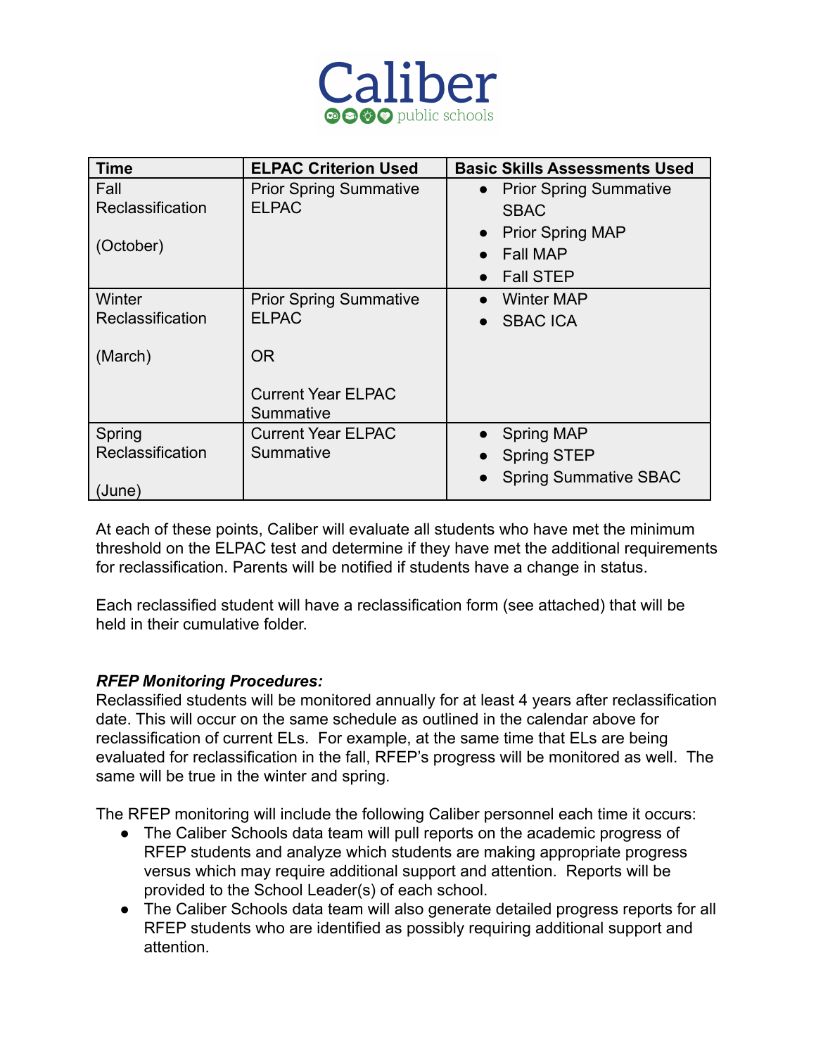| Time | ELPAC Criterion Used | Basic Skills Assessments Used |
|---|---|---|
| Fall Reclassification<br><br>(October) | Prior Spring Summative ELPAC | • Prior Spring Summative SBAC<br>• Prior Spring MAP<br>• Fall MAP<br>• Fall STEP |
| Winter Reclassification<br><br>(March) | Prior Spring Summative ELPAC<br><br>OR<br><br>Current Year ELPAC Summative | • Winter MAP<br>• SBAC ICA |
| Spring Reclassification<br><br>(June) | Current Year ELPAC Summative | • Spring MAP<br>• Spring STEP<br>• Spring Summative SBAC |

At each of these points, Caliber will evaluate all students who have met the minimum threshold on the ELPAC test and determine if they have met the additional requirements for reclassification. Parents will be notified if students have a change in status.

Each reclassified student will have a reclassification form (see attached) that will be held in their cumulative folder.

***RFEP Monitoring Procedures:***

Reclassified students will be monitored annually for at least 4 years after reclassification date. This will occur on the same schedule as outlined in the calendar above for reclassification of current ELs. For example, at the same time that ELs are being evaluated for reclassification in the fall, RFEP's progress will be monitored as well. The same will be true in the winter and spring.

The RFEP monitoring will include the following Caliber personnel each time it occurs:

- The Caliber Schools data team will pull reports on the academic progress of RFEP students and analyze which students are making appropriate progress versus which may require additional support and attention. Reports will be provided to the School Leader(s) of each school.
- The Caliber Schools data team will also generate detailed progress reports for all RFEP students who are identified as possibly requiring additional support and attention.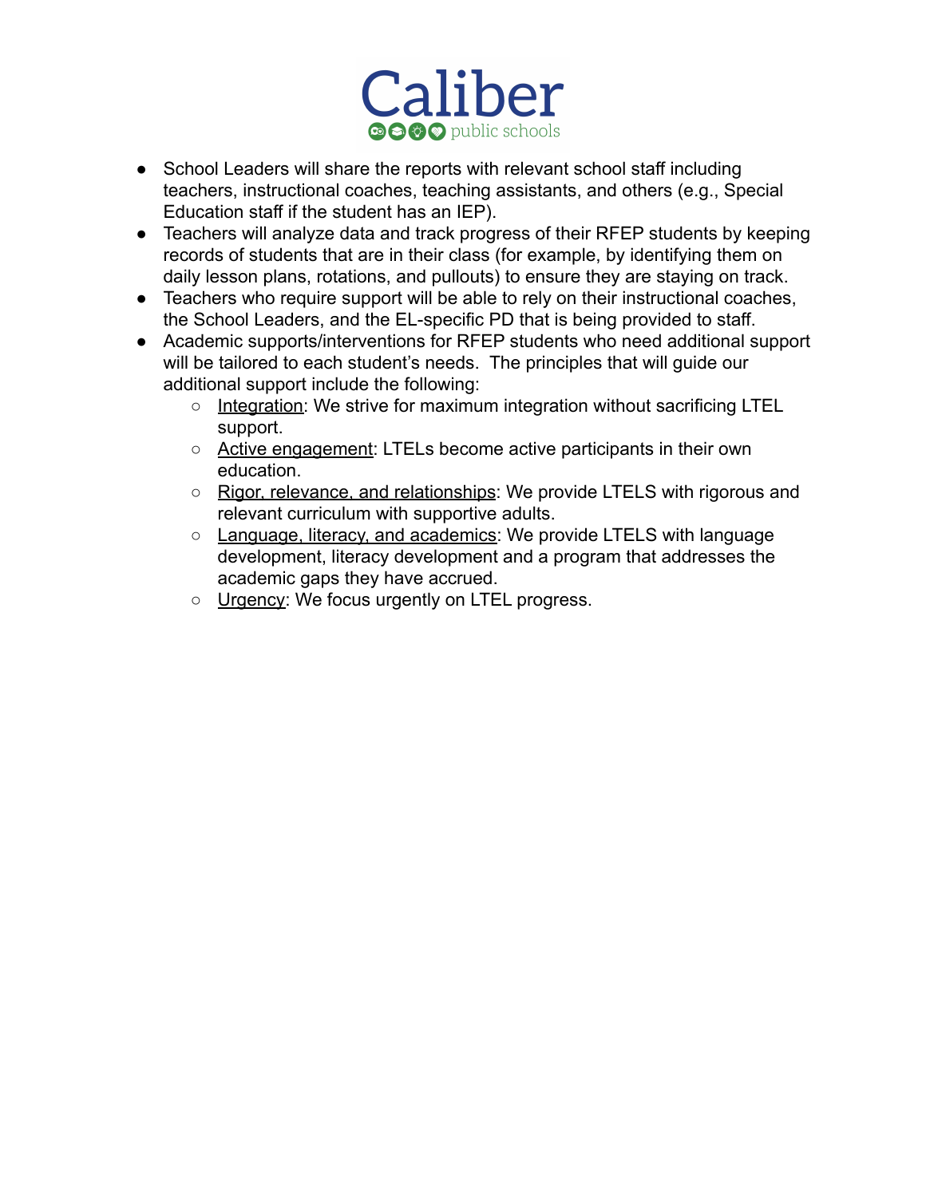- School Leaders will share the reports with relevant school staff including teachers, instructional coaches, teaching assistants, and others (e.g., Special Education staff if the student has an IEP).
- Teachers will analyze data and track progress of their RFEP students by keeping records of students that are in their class (for example, by identifying them on daily lesson plans, rotations, and pullouts) to ensure they are staying on track.
- Teachers who require support will be able to rely on their instructional coaches, the School Leaders, and the EL-specific PD that is being provided to staff.
- Academic supports/interventions for RFEP students who need additional support will be tailored to each student's needs. The principles that will guide our additional support include the following:
  - <u>Integration</u>: We strive for maximum integration without sacrificing LTEL support.
  - <u>Active engagement</u>: LTELs become active participants in their own education.
  - <u>Rigor, relevance, and relationships</u>: We provide LTELS with rigorous and relevant curriculum with supportive adults.
  - <u>Language, literacy, and academics</u>: We provide LTELS with language development, literacy development and a program that addresses the academic gaps they have accrued.
  - <u>Urgency</u>: We focus urgently on LTEL progress.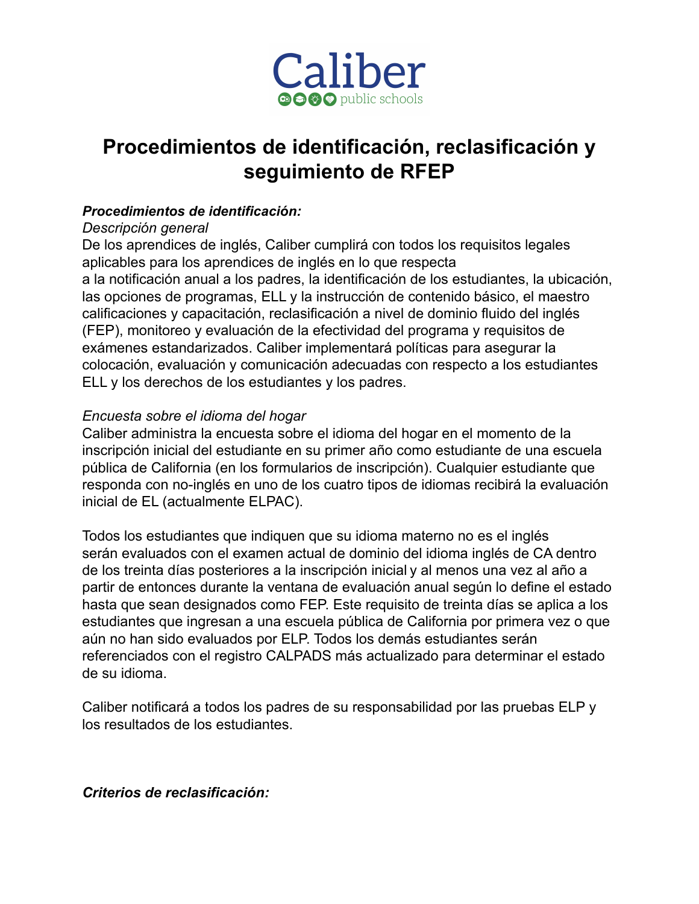Caliber public schools

# Procedimientos de identificación, reclasificación y seguimiento de RFEP

***Procedimientos de identificación:***

*Descripción general*

De los aprendices de inglés, Caliber cumplirá con todos los requisitos legales aplicables para los aprendices de inglés en lo que respecta a la notificación anual a los padres, la identificación de los estudiantes, la ubicación, las opciones de programas, ELL y la instrucción de contenido básico, el maestro calificaciones y capacitación, reclasificación a nivel de dominio fluido del inglés (FEP), monitoreo y evaluación de la efectividad del programa y requisitos de exámenes estandarizados. Caliber implementará políticas para asegurar la colocación, evaluación y comunicación adecuadas con respecto a los estudiantes ELL y los derechos de los estudiantes y los padres.

*Encuesta sobre el idioma del hogar*

Caliber administra la encuesta sobre el idioma del hogar en el momento de la inscripción inicial del estudiante en su primer año como estudiante de una escuela pública de California (en los formularios de inscripción). Cualquier estudiante que responda con no-inglés en uno de los cuatro tipos de idiomas recibirá la evaluación inicial de EL (actualmente ELPAC).

Todos los estudiantes que indiquen que su idioma materno no es el inglés serán evaluados con el examen actual de dominio del idioma inglés de CA dentro de los treinta días posteriores a la inscripción inicial y al menos una vez al año a partir de entonces durante la ventana de evaluación anual según lo define el estado hasta que sean designados como FEP. Este requisito de treinta días se aplica a los estudiantes que ingresan a una escuela pública de California por primera vez o que aún no han sido evaluados por ELP. Todos los demás estudiantes serán referenciados con el registro CALPADS más actualizado para determinar el estado de su idioma.

Caliber notificará a todos los padres de su responsabilidad por las pruebas ELP y los resultados de los estudiantes.

***Criterios de reclasificación:***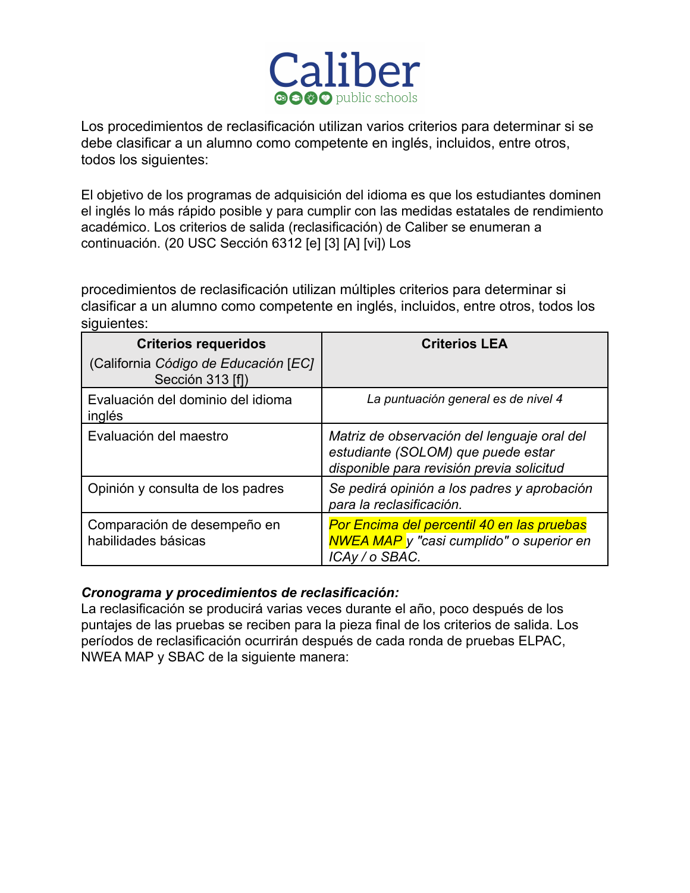Los procedimientos de reclasificación utilizan varios criterios para determinar si se debe clasificar a un alumno como competente en inglés, incluidos, entre otros, todos los siguientes:

El objetivo de los programas de adquisición del idioma es que los estudiantes dominen el inglés lo más rápido posible y para cumplir con las medidas estatales de rendimiento académico. Los criterios de salida (reclasificación) de Caliber se enumeran a continuación. (20 USC Sección 6312 [e] [3] [A] [vi]) Los

procedimientos de reclasificación utilizan múltiples criterios para determinar si clasificar a un alumno como competente en inglés, incluidos, entre otros, todos los siguientes:

| **Criterios requeridos** (California *Código de Educación* [*EC*] Sección 313 [f]) | **Criterios LEA** |
|---|---|
| Evaluación del dominio del idioma inglés | *La puntuación general es de nivel 4* |
| Evaluación del maestro | *Matriz de observación del lenguaje oral del estudiante (SOLOM) que puede estar disponible para revisión previa solicitud* |
| Opinión y consulta de los padres | *Se pedirá opinión a los padres y aprobación para la reclasificación.* |
| Comparación de desempeño en habilidades básicas | *Por Encima del percentil 40 en las pruebas NWEA MAP y "casi cumplido" o superior en ICAy / o SBAC.* |

***Cronograma y procedimientos de reclasificación:***
La reclasificación se producirá varias veces durante el año, poco después de los puntajes de las pruebas se reciben para la pieza final de los criterios de salida. Los períodos de reclasificación ocurrirán después de cada ronda de pruebas ELPAC, NWEA MAP y SBAC de la siguiente manera: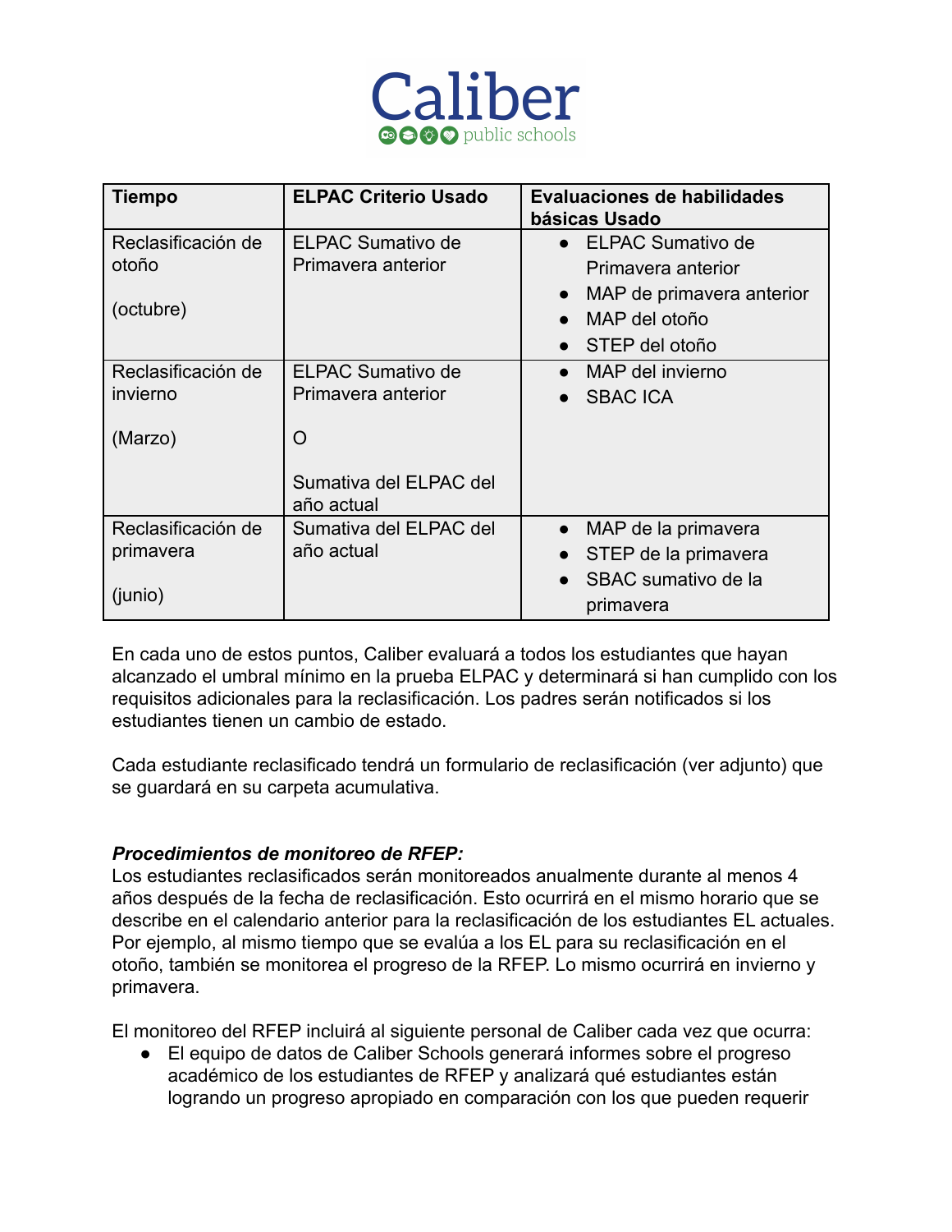| Tiempo | ELPAC Criterio Usado | Evaluaciones de habilidades básicas Usado |
|---|---|---|
| Reclasificación de otoño<br><br>(octubre) | ELPAC Sumativo de Primavera anterior | • ELPAC Sumativo de Primavera anterior<br>• MAP de primavera anterior<br>• MAP del otoño<br>• STEP del otoño |
| Reclasificación de invierno<br><br>(Marzo) | ELPAC Sumativo de Primavera anterior<br><br>O<br><br>Sumativa del ELPAC del año actual | • MAP del invierno<br>• SBAC ICA |
| Reclasificación de primavera<br><br>(junio) | Sumativa del ELPAC del año actual | • MAP de la primavera<br>• STEP de la primavera<br>• SBAC sumativo de la primavera |

En cada uno de estos puntos, Caliber evaluará a todos los estudiantes que hayan alcanzado el umbral mínimo en la prueba ELPAC y determinará si han cumplido con los requisitos adicionales para la reclasificación. Los padres serán notificados si los estudiantes tienen un cambio de estado.

Cada estudiante reclasificado tendrá un formulario de reclasificación (ver adjunto) que se guardará en su carpeta acumulativa.

***Procedimientos de monitoreo de RFEP:***
Los estudiantes reclasificados serán monitoreados anualmente durante al menos 4 años después de la fecha de reclasificación. Esto ocurrirá en el mismo horario que se describe en el calendario anterior para la reclasificación de los estudiantes EL actuales. Por ejemplo, al mismo tiempo que se evalúa a los EL para su reclasificación en el otoño, también se monitorea el progreso de la RFEP. Lo mismo ocurrirá en invierno y primavera.

El monitoreo del RFEP incluirá al siguiente personal de Caliber cada vez que ocurra:

- El equipo de datos de Caliber Schools generará informes sobre el progreso académico de los estudiantes de RFEP y analizará qué estudiantes están logrando un progreso apropiado en comparación con los que pueden requerir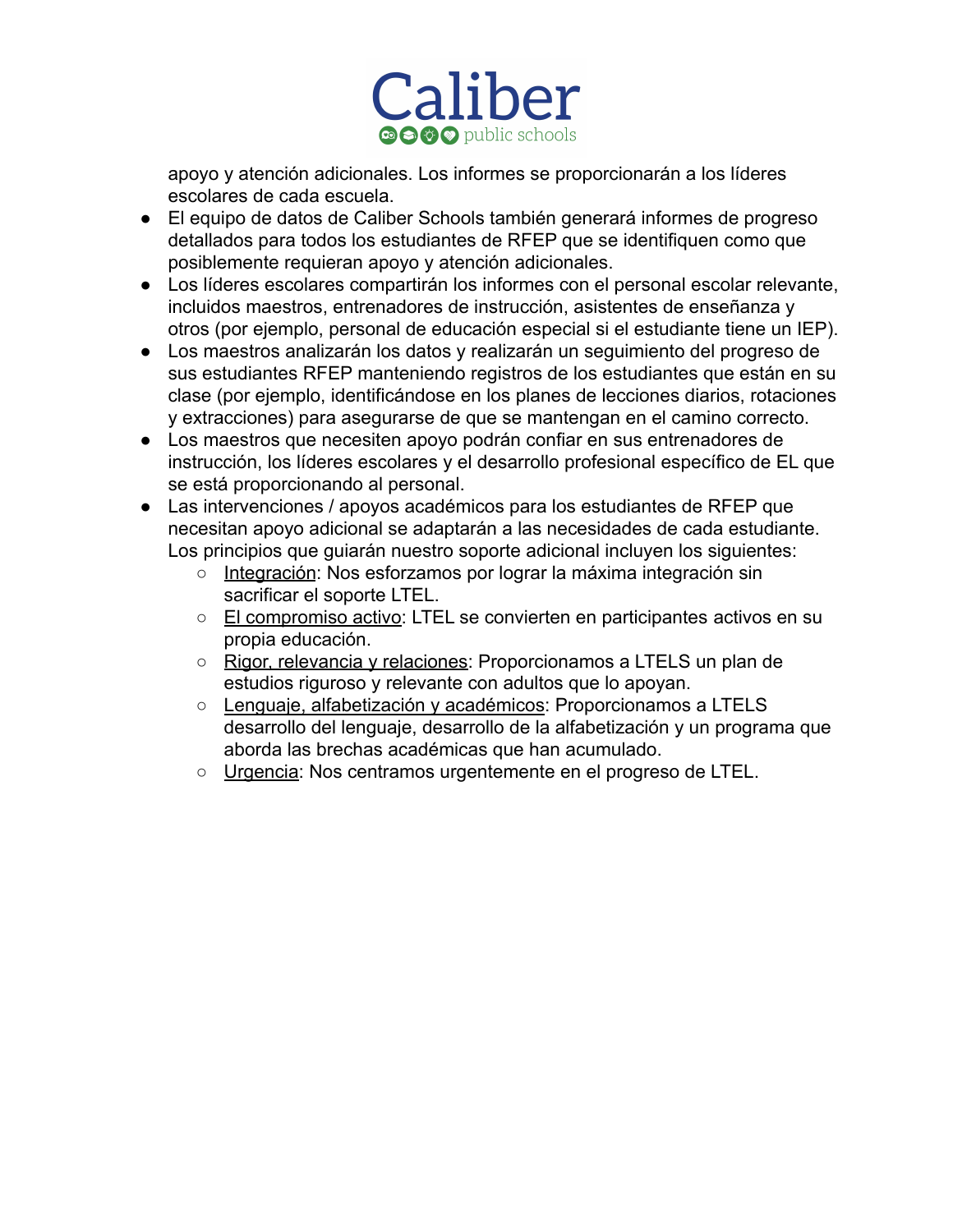apoyo y atención adicionales. Los informes se proporcionarán a los líderes escolares de cada escuela.

- El equipo de datos de Caliber Schools también generará informes de progreso detallados para todos los estudiantes de RFEP que se identifiquen como que posiblemente requieran apoyo y atención adicionales.
- Los líderes escolares compartirán los informes con el personal escolar relevante, incluidos maestros, entrenadores de instrucción, asistentes de enseñanza y otros (por ejemplo, personal de educación especial si el estudiante tiene un IEP).
- Los maestros analizarán los datos y realizarán un seguimiento del progreso de sus estudiantes RFEP manteniendo registros de los estudiantes que están en su clase (por ejemplo, identificándose en los planes de lecciones diarios, rotaciones y extracciones) para asegurarse de que se mantengan en el camino correcto.
- Los maestros que necesiten apoyo podrán confiar en sus entrenadores de instrucción, los líderes escolares y el desarrollo profesional específico de EL que se está proporcionando al personal.
- Las intervenciones / apoyos académicos para los estudiantes de RFEP que necesitan apoyo adicional se adaptarán a las necesidades de cada estudiante. Los principios que guiarán nuestro soporte adicional incluyen los siguientes:
  - Integración: Nos esforzamos por lograr la máxima integración sin sacrificar el soporte LTEL.
  - El compromiso activo: LTEL se convierten en participantes activos en su propia educación.
  - Rigor, relevancia y relaciones: Proporcionamos a LTELS un plan de estudios riguroso y relevante con adultos que lo apoyan.
  - Lenguaje, alfabetización y académicos: Proporcionamos a LTELS desarrollo del lenguaje, desarrollo de la alfabetización y un programa que aborda las brechas académicas que han acumulado.
  - Urgencia: Nos centramos urgentemente en el progreso de LTEL.